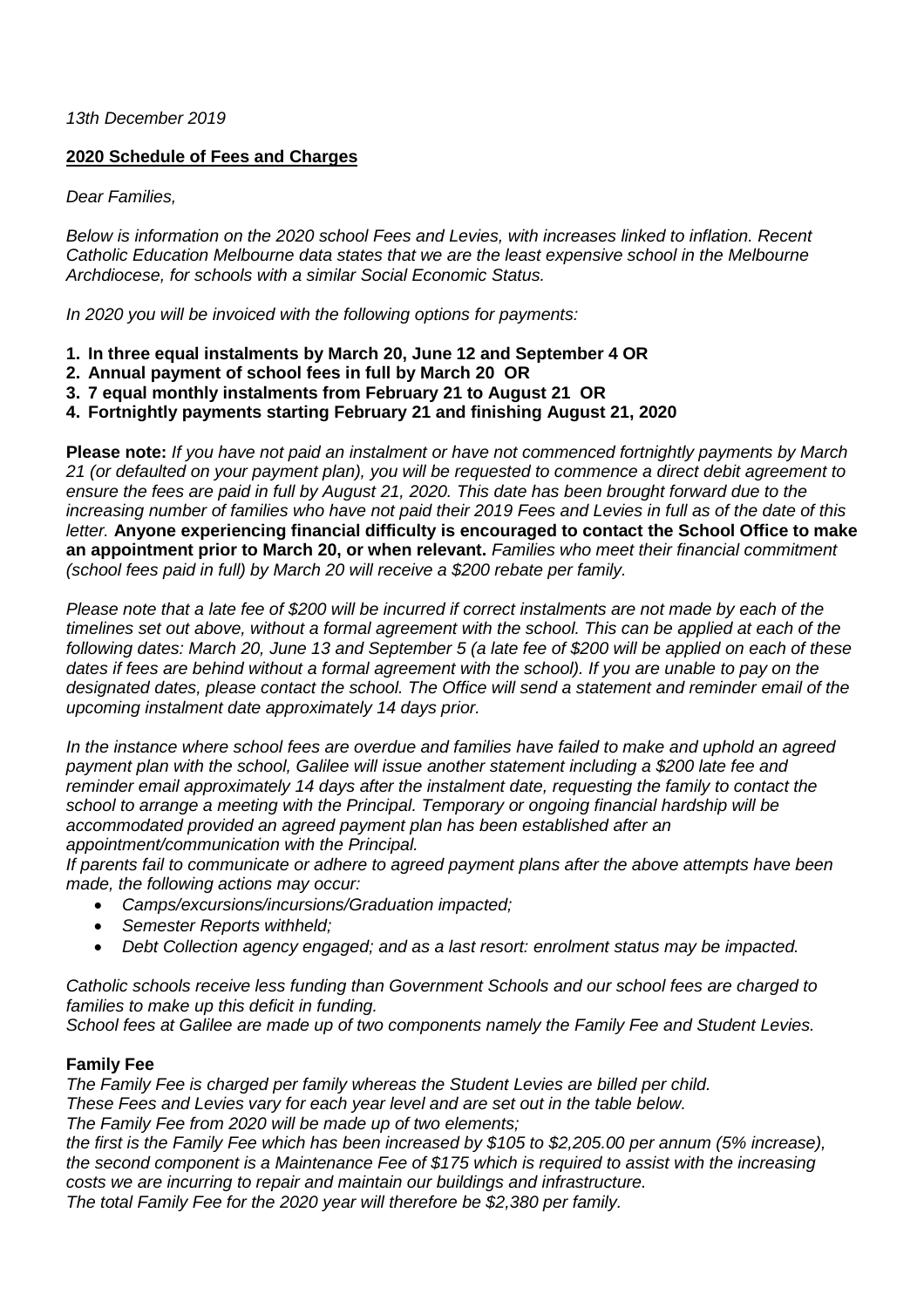*13th December 2019*

**2020 Schedule of Fees and Charges**

*Dear Families,*

*Below is information on the 2020 school Fees and Levies, with increases linked to inflation. Recent Catholic Education Melbourne data states that we are the least expensive school in the Melbourne Archdiocese, for schools with a similar Social Economic Status.*

*In 2020 you will be invoiced with the following options for payments:*

1. **In three equal instalments by March 20, June 12 and September 4 OR**
2. **Annual payment of school fees in full by March 20 OR**
3. **7 equal monthly instalments from February 21 to August 21 OR**
4. **Fortnightly payments starting February 21 and finishing August 21, 2020**

**Please note:** *If you have not paid an instalment or have not commenced fortnightly payments by March 21 (or defaulted on your payment plan), you will be requested to commence a direct debit agreement to ensure the fees are paid in full by August 21, 2020. This date has been brought forward due to the increasing number of families who have not paid their 2019 Fees and Levies in full as of the date of this letter.* **Anyone experiencing financial difficulty is encouraged to contact the School Office to make an appointment prior to March 20, or when relevant.** *Families who meet their financial commitment (school fees paid in full) by March 20 will receive a $200 rebate per family.*

*Please note that a late fee of $200 will be incurred if correct instalments are not made by each of the timelines set out above, without a formal agreement with the school. This can be applied at each of the following dates: March 20, June 13 and September 5 (a late fee of $200 will be applied on each of these dates if fees are behind without a formal agreement with the school). If you are unable to pay on the designated dates, please contact the school. The Office will send a statement and reminder email of the upcoming instalment date approximately 14 days prior.*

*In the instance where school fees are overdue and families have failed to make and uphold an agreed payment plan with the school, Galilee will issue another statement including a $200 late fee and reminder email approximately 14 days after the instalment date, requesting the family to contact the school to arrange a meeting with the Principal. Temporary or ongoing financial hardship will be accommodated provided an agreed payment plan has been established after an appointment/communication with the Principal.*

*If parents fail to communicate or adhere to agreed payment plans after the above attempts have been made, the following actions may occur:*

- *Camps/excursions/incursions/Graduation impacted;*
- *Semester Reports withheld;*
- *Debt Collection agency engaged; and as a last resort: enrolment status may be impacted.*

*Catholic schools receive less funding than Government Schools and our school fees are charged to families to make up this deficit in funding.*

*School fees at Galilee are made up of two components namely the Family Fee and Student Levies.*

**Family Fee**

*The Family Fee is charged per family whereas the Student Levies are billed per child.*

*These Fees and Levies vary for each year level and are set out in the table below.*

*The Family Fee from 2020 will be made up of two elements;*

*the first is the Family Fee which has been increased by $105 to $2,205.00 per annum (5% increase), the second component is a Maintenance Fee of $175 which is required to assist with the increasing costs we are incurring to repair and maintain our buildings and infrastructure.*

*The total Family Fee for the 2020 year will therefore be $2,380 per family.*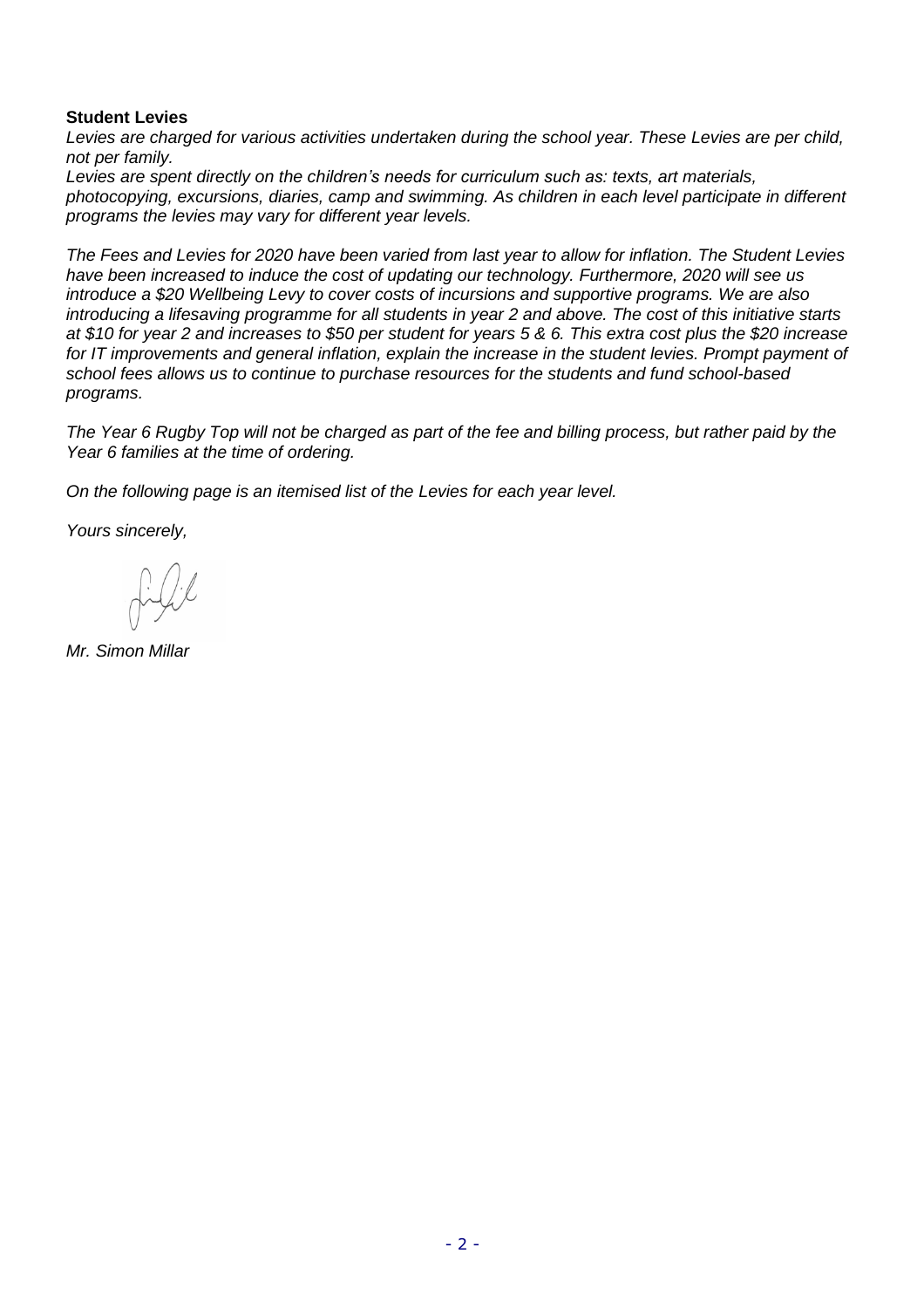**Student Levies**

*Levies are charged for various activities undertaken during the school year. These Levies are per child, not per family.*

*Levies are spent directly on the children's needs for curriculum such as: texts, art materials, photocopying, excursions, diaries, camp and swimming. As children in each level participate in different programs the levies may vary for different year levels.*

*The Fees and Levies for 2020 have been varied from last year to allow for inflation. The Student Levies have been increased to induce the cost of updating our technology. Furthermore, 2020 will see us introduce a $20 Wellbeing Levy to cover costs of incursions and supportive programs. We are also introducing a lifesaving programme for all students in year 2 and above. The cost of this initiative starts at $10 for year 2 and increases to $50 per student for years 5 & 6. This extra cost plus the $20 increase for IT improvements and general inflation, explain the increase in the student levies. Prompt payment of school fees allows us to continue to purchase resources for the students and fund school-based programs.*

*The Year 6 Rugby Top will not be charged as part of the fee and billing process, but rather paid by the Year 6 families at the time of ordering.*

*On the following page is an itemised list of the Levies for each year level.*

*Yours sincerely,*

*Mr. Simon Millar*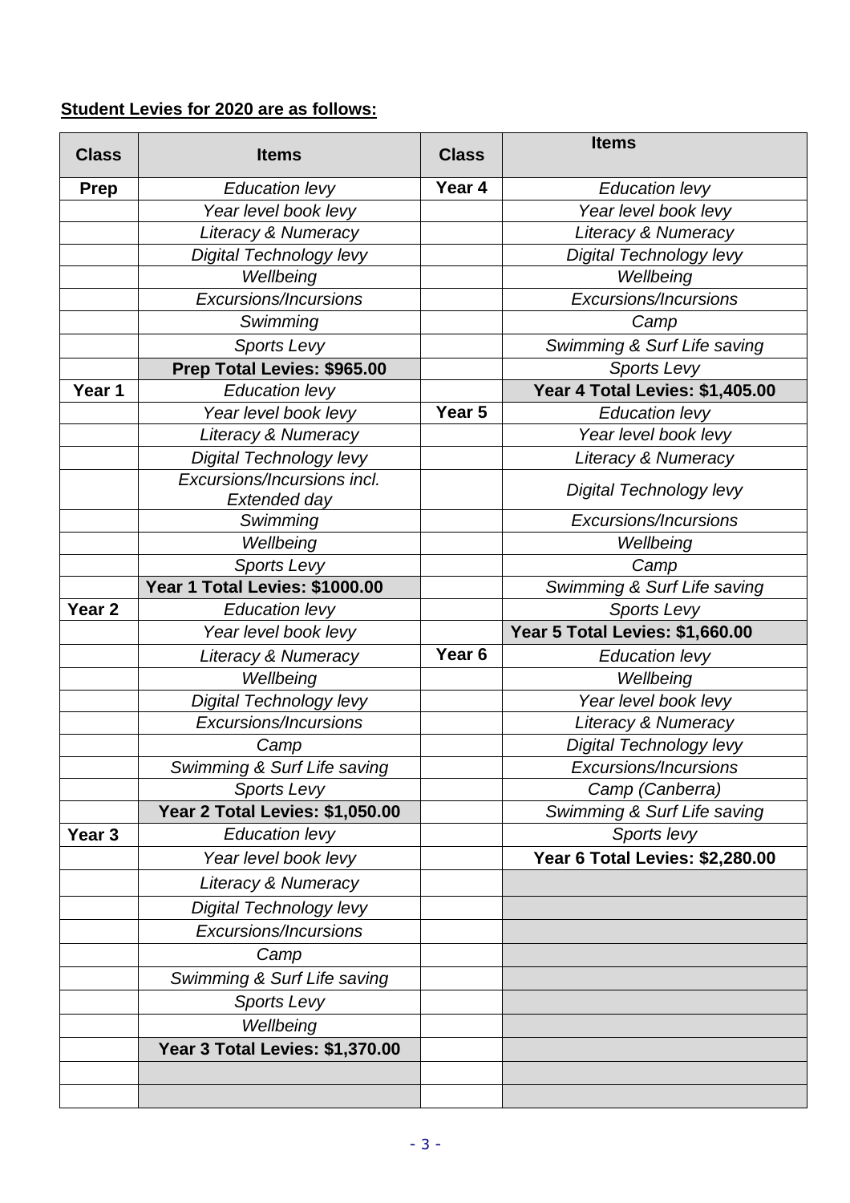**Student Levies for 2020 are as follows:**

| Class | Items | Class | Items |
|---|---|---|---|
| **Prep** | *Education levy* | **Year 4** | *Education levy* |
| | *Year level book levy* | | *Year level book levy* |
| | *Literacy & Numeracy* | | *Literacy & Numeracy* |
| | *Digital Technology levy* | | *Digital Technology levy* |
| | *Wellbeing* | | *Wellbeing* |
| | *Excursions/Incursions* | | *Excursions/Incursions* |
| | *Swimming* | | *Camp* |
| | *Sports Levy* | | *Swimming & Surf Life saving* |
| | **Prep Total Levies: $965.00** | | *Sports Levy* |
| **Year 1** | *Education levy* | | **Year 4 Total Levies: $1,405.00** |
| | *Year level book levy* | **Year 5** | *Education levy* |
| | *Literacy & Numeracy* | | *Year level book levy* |
| | *Digital Technology levy* | | *Literacy & Numeracy* |
| | *Excursions/Incursions incl. Extended day* | | *Digital Technology levy* |
| | *Swimming* | | *Excursions/Incursions* |
| | *Wellbeing* | | *Wellbeing* |
| | *Sports Levy* | | *Camp* |
| | **Year 1 Total Levies: $1000.00** | | *Swimming & Surf Life saving* |
| **Year 2** | *Education levy* | | *Sports Levy* |
| | *Year level book levy* | | **Year 5 Total Levies: $1,660.00** |
| | *Literacy & Numeracy* | **Year 6** | *Education levy* |
| | *Wellbeing* | | *Wellbeing* |
| | *Digital Technology levy* | | *Year level book levy* |
| | *Excursions/Incursions* | | *Literacy & Numeracy* |
| | *Camp* | | *Digital Technology levy* |
| | *Swimming & Surf Life saving* | | *Excursions/Incursions* |
| | *Sports Levy* | | *Camp (Canberra)* |
| | **Year 2 Total Levies: $1,050.00** | | *Swimming & Surf Life saving* |
| **Year 3** | *Education levy* | | *Sports levy* |
| | *Year level book levy* | | **Year 6 Total Levies: $2,280.00** |
| | *Literacy & Numeracy* | | |
| | *Digital Technology levy* | | |
| | *Excursions/Incursions* | | |
| | *Camp* | | |
| | *Swimming & Surf Life saving* | | |
| | *Sports Levy* | | |
| | *Wellbeing* | | |
| | **Year 3 Total Levies: $1,370.00** | | |
| | | | |
| | | | |